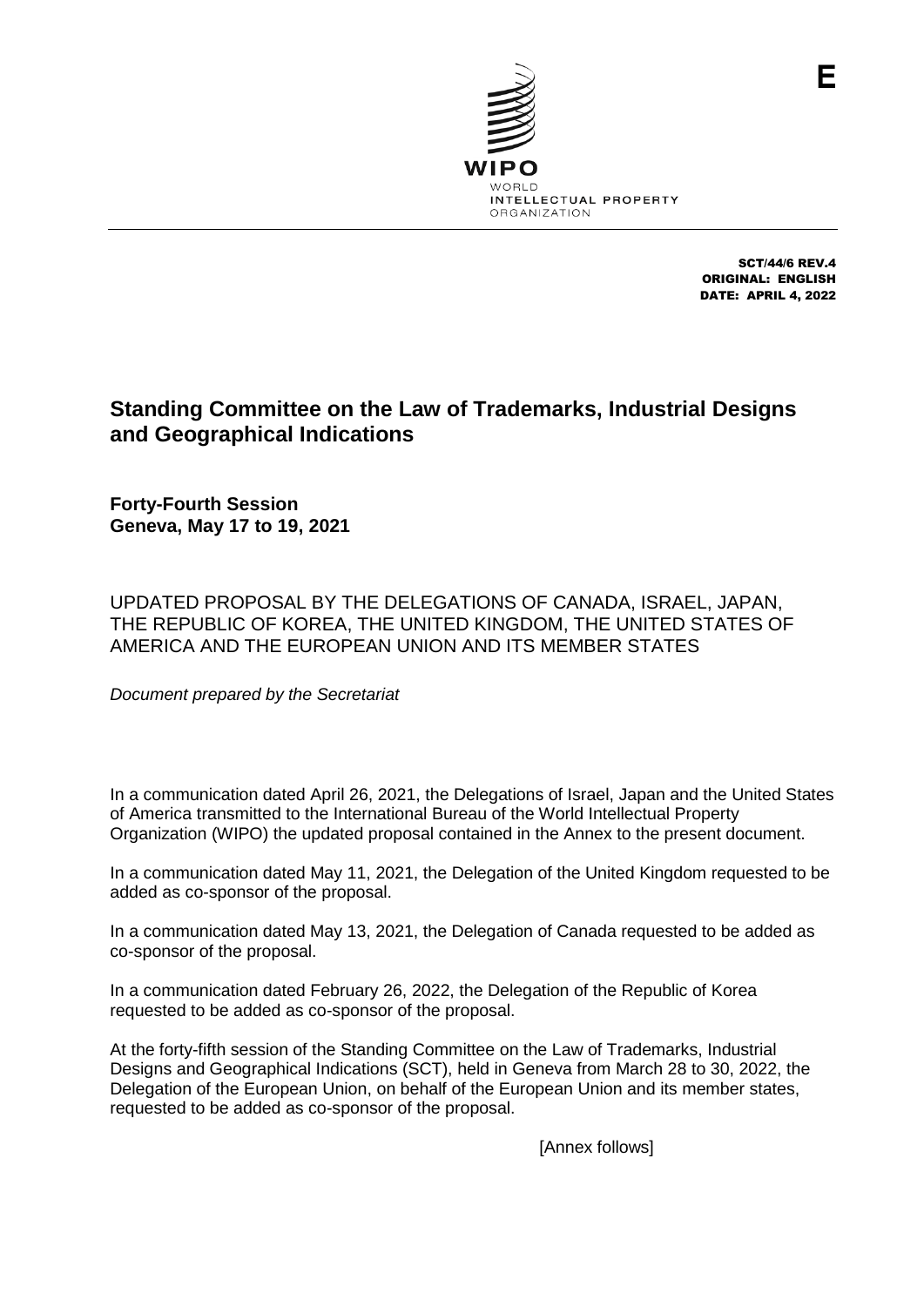E

WIPO
WORLD
INTELLECTUAL PROPERTY
ORGANIZATION

SCT/44/6 REV.4
ORIGINAL: ENGLISH
DATE: APRIL 4, 2022

# Standing Committee on the Law of Trademarks, Industrial Designs and Geographical Indications

**Forty-Fourth Session**
**Geneva, May 17 to 19, 2021**

## UPDATED PROPOSAL BY THE DELEGATIONS OF CANADA, ISRAEL, JAPAN, THE REPUBLIC OF KOREA, THE UNITED KINGDOM, THE UNITED STATES OF AMERICA AND THE EUROPEAN UNION AND ITS MEMBER STATES

*Document prepared by the Secretariat*

In a communication dated April 26, 2021, the Delegations of Israel, Japan and the United States of America transmitted to the International Bureau of the World Intellectual Property Organization (WIPO) the updated proposal contained in the Annex to the present document.

In a communication dated May 11, 2021, the Delegation of the United Kingdom requested to be added as co-sponsor of the proposal.

In a communication dated May 13, 2021, the Delegation of Canada requested to be added as co-sponsor of the proposal.

In a communication dated February 26, 2022, the Delegation of the Republic of Korea requested to be added as co-sponsor of the proposal.

At the forty-fifth session of the Standing Committee on the Law of Trademarks, Industrial Designs and Geographical Indications (SCT), held in Geneva from March 28 to 30, 2022, the Delegation of the European Union, on behalf of the European Union and its member states, requested to be added as co-sponsor of the proposal.

[Annex follows]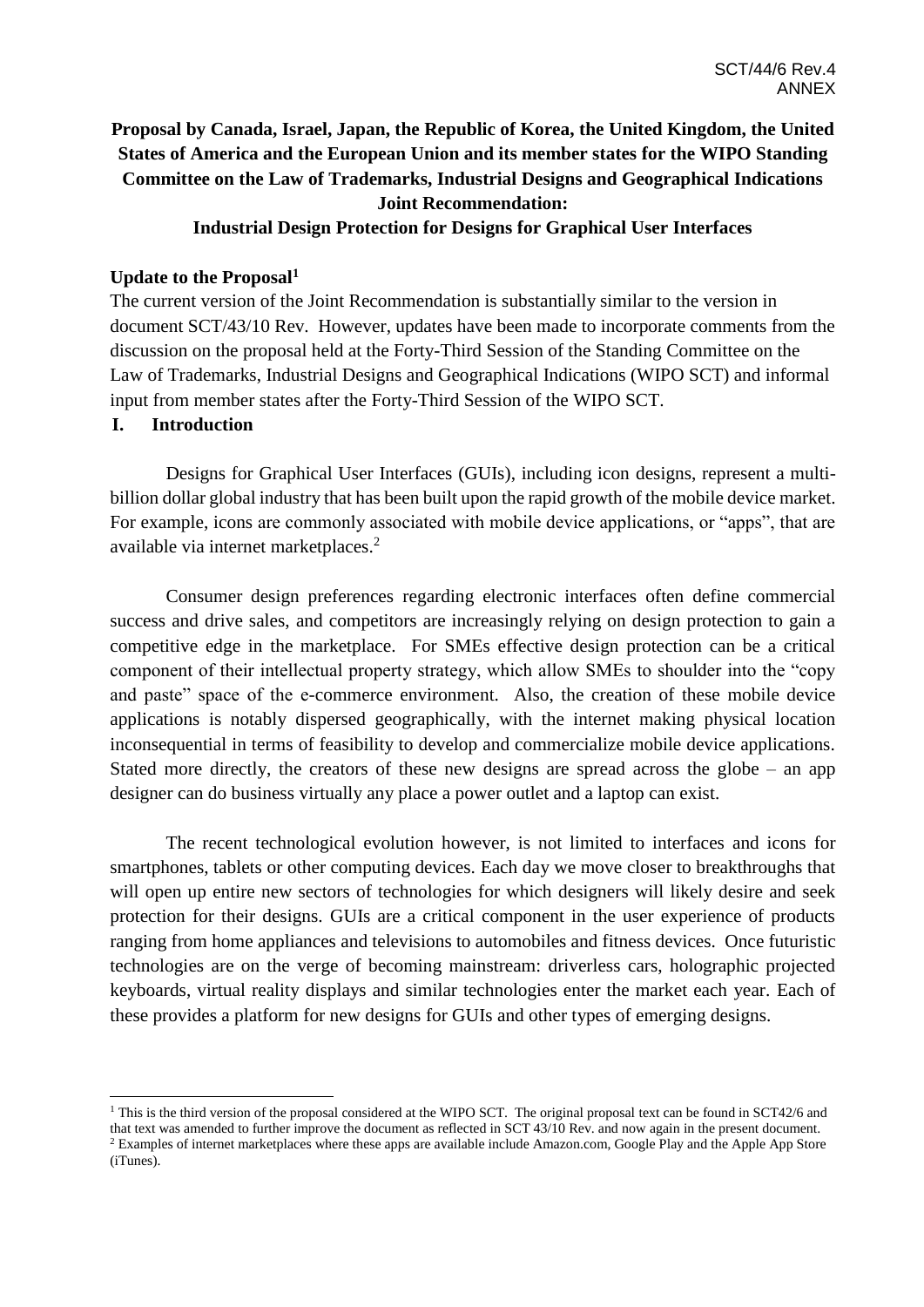**Proposal by Canada, Israel, Japan, the Republic of Korea, the United Kingdom, the United States of America and the European Union and its member states for the WIPO Standing Committee on the Law of Trademarks, Industrial Designs and Geographical Indications Joint Recommendation:**

**Industrial Design Protection for Designs for Graphical User Interfaces**

**Update to the Proposal[1]**

The current version of the Joint Recommendation is substantially similar to the version in document SCT/43/10 Rev. However, updates have been made to incorporate comments from the discussion on the proposal held at the Forty-Third Session of the Standing Committee on the Law of Trademarks, Industrial Designs and Geographical Indications (WIPO SCT) and informal input from member states after the Forty-Third Session of the WIPO SCT.

## I. Introduction

Designs for Graphical User Interfaces (GUIs), including icon designs, represent a multi-billion dollar global industry that has been built upon the rapid growth of the mobile device market. For example, icons are commonly associated with mobile device applications, or "apps", that are available via internet marketplaces.[2]

Consumer design preferences regarding electronic interfaces often define commercial success and drive sales, and competitors are increasingly relying on design protection to gain a competitive edge in the marketplace. For SMEs effective design protection can be a critical component of their intellectual property strategy, which allow SMEs to shoulder into the "copy and paste" space of the e-commerce environment. Also, the creation of these mobile device applications is notably dispersed geographically, with the internet making physical location inconsequential in terms of feasibility to develop and commercialize mobile device applications. Stated more directly, the creators of these new designs are spread across the globe – an app designer can do business virtually any place a power outlet and a laptop can exist.

The recent technological evolution however, is not limited to interfaces and icons for smartphones, tablets or other computing devices. Each day we move closer to breakthroughs that will open up entire new sectors of technologies for which designers will likely desire and seek protection for their designs. GUIs are a critical component in the user experience of products ranging from home appliances and televisions to automobiles and fitness devices. Once futuristic technologies are on the verge of becoming mainstream: driverless cars, holographic projected keyboards, virtual reality displays and similar technologies enter the market each year. Each of these provides a platform for new designs for GUIs and other types of emerging designs.

---

[1] This is the third version of the proposal considered at the WIPO SCT. The original proposal text can be found in SCT42/6 and that text was amended to further improve the document as reflected in SCT 43/10 Rev. and now again in the present document.

[2] Examples of internet marketplaces where these apps are available include Amazon.com, Google Play and the Apple App Store (iTunes).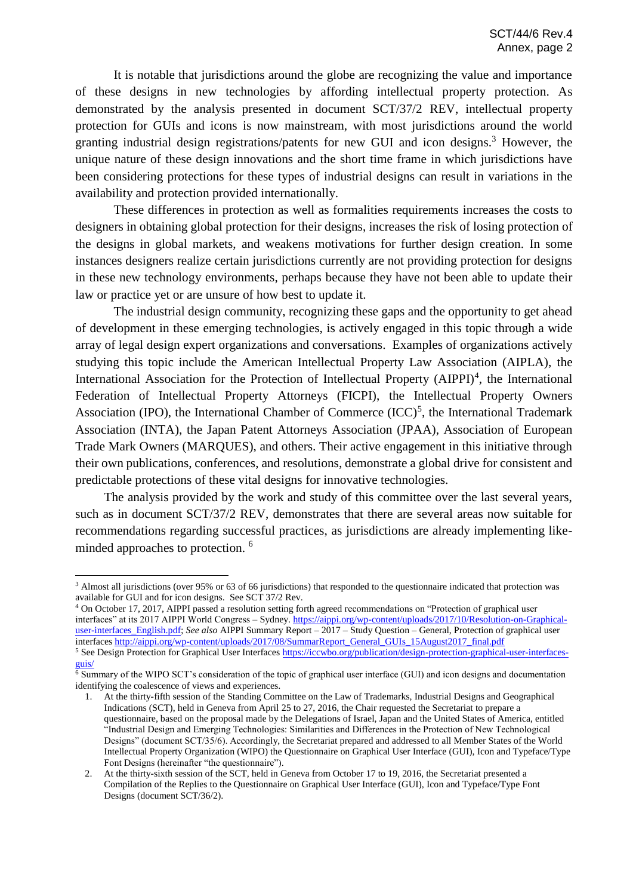It is notable that jurisdictions around the globe are recognizing the value and importance of these designs in new technologies by affording intellectual property protection. As demonstrated by the analysis presented in document SCT/37/2 REV, intellectual property protection for GUIs and icons is now mainstream, with most jurisdictions around the world granting industrial design registrations/patents for new GUI and icon designs.[3] However, the unique nature of these design innovations and the short time frame in which jurisdictions have been considering protections for these types of industrial designs can result in variations in the availability and protection provided internationally.

These differences in protection as well as formalities requirements increases the costs to designers in obtaining global protection for their designs, increases the risk of losing protection of the designs in global markets, and weakens motivations for further design creation. In some instances designers realize certain jurisdictions currently are not providing protection for designs in these new technology environments, perhaps because they have not been able to update their law or practice yet or are unsure of how best to update it.

The industrial design community, recognizing these gaps and the opportunity to get ahead of development in these emerging technologies, is actively engaged in this topic through a wide array of legal design expert organizations and conversations. Examples of organizations actively studying this topic include the American Intellectual Property Law Association (AIPLA), the International Association for the Protection of Intellectual Property (AIPPI)[4], the International Federation of Intellectual Property Attorneys (FICPI), the Intellectual Property Owners Association (IPO), the International Chamber of Commerce (ICC)[5], the International Trademark Association (INTA), the Japan Patent Attorneys Association (JPAA), Association of European Trade Mark Owners (MARQUES), and others. Their active engagement in this initiative through their own publications, conferences, and resolutions, demonstrate a global drive for consistent and predictable protections of these vital designs for innovative technologies.

The analysis provided by the work and study of this committee over the last several years, such as in document SCT/37/2 REV, demonstrates that there are several areas now suitable for recommendations regarding successful practices, as jurisdictions are already implementing like-minded approaches to protection. [6]

---

[3] Almost all jurisdictions (over 95% or 63 of 66 jurisdictions) that responded to the questionnaire indicated that protection was available for GUI and for icon designs. See SCT 37/2 Rev.

[4] On October 17, 2017, AIPPI passed a resolution setting forth agreed recommendations on "Protection of graphical user interfaces" at its 2017 AIPPI World Congress – Sydney. https://aippi.org/wp-content/uploads/2017/10/Resolution-on-Graphical-user-interfaces_English.pdf; *See also* AIPPI Summary Report – 2017 – Study Question – General, Protection of graphical user interfaces http://aippi.org/wp-content/uploads/2017/08/SummarReport_General_GUIs_15August2017_final.pdf

[5] See Design Protection for Graphical User Interfaces https://iccwbo.org/publication/design-protection-graphical-user-interfaces-guis/

[6] Summary of the WIPO SCT's consideration of the topic of graphical user interface (GUI) and icon designs and documentation identifying the coalescence of views and experiences.

1. At the thirty-fifth session of the Standing Committee on the Law of Trademarks, Industrial Designs and Geographical Indications (SCT), held in Geneva from April 25 to 27, 2016, the Chair requested the Secretariat to prepare a questionnaire, based on the proposal made by the Delegations of Israel, Japan and the United States of America, entitled "Industrial Design and Emerging Technologies: Similarities and Differences in the Protection of New Technological Designs" (document SCT/35/6). Accordingly, the Secretariat prepared and addressed to all Member States of the World Intellectual Property Organization (WIPO) the Questionnaire on Graphical User Interface (GUI), Icon and Typeface/Type Font Designs (hereinafter "the questionnaire").
2. At the thirty-sixth session of the SCT, held in Geneva from October 17 to 19, 2016, the Secretariat presented a Compilation of the Replies to the Questionnaire on Graphical User Interface (GUI), Icon and Typeface/Type Font Designs (document SCT/36/2).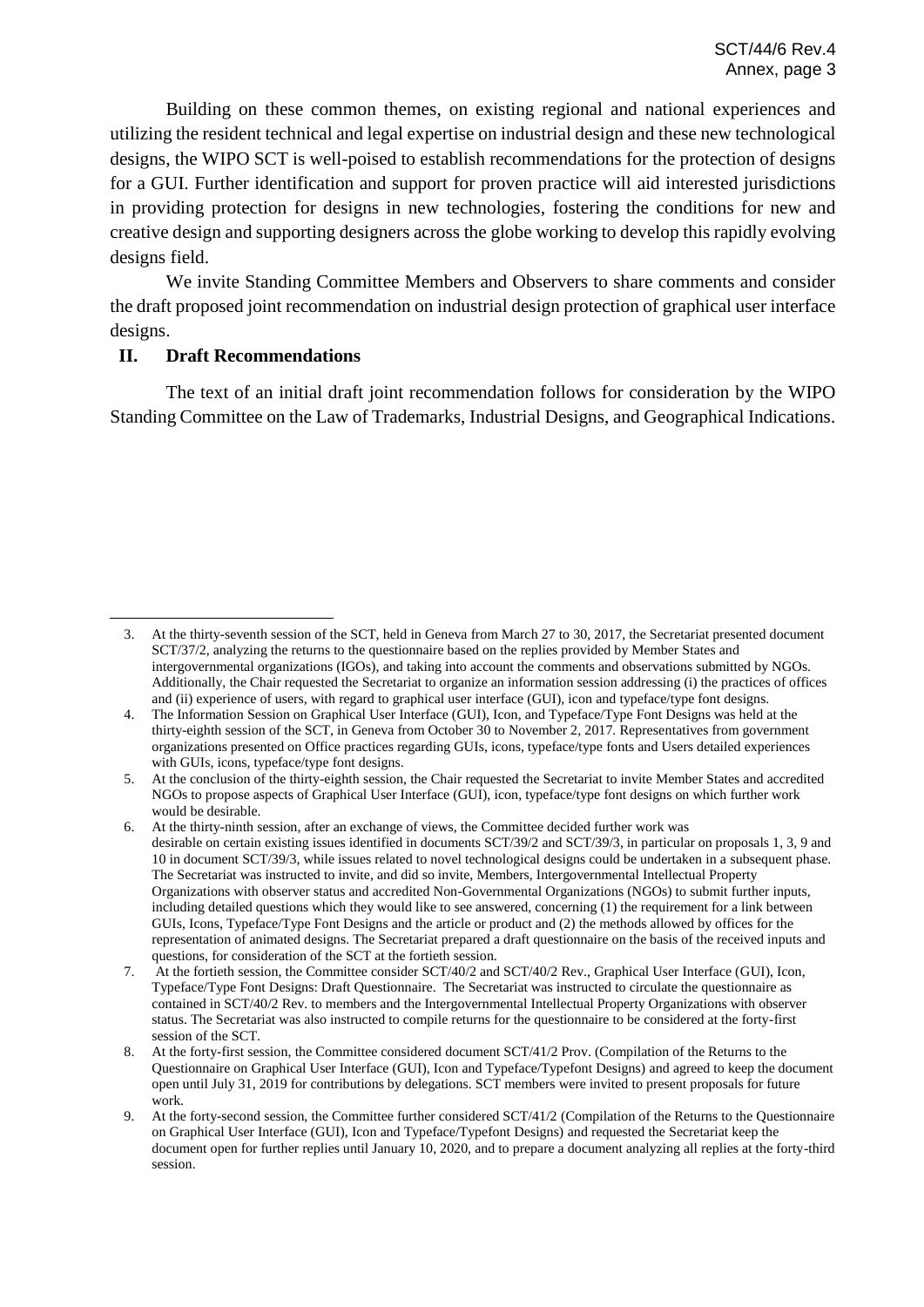Building on these common themes, on existing regional and national experiences and utilizing the resident technical and legal expertise on industrial design and these new technological designs, the WIPO SCT is well-poised to establish recommendations for the protection of designs for a GUI. Further identification and support for proven practice will aid interested jurisdictions in providing protection for designs in new technologies, fostering the conditions for new and creative design and supporting designers across the globe working to develop this rapidly evolving designs field.

We invite Standing Committee Members and Observers to share comments and consider the draft proposed joint recommendation on industrial design protection of graphical user interface designs.

## II. Draft Recommendations

The text of an initial draft joint recommendation follows for consideration by the WIPO Standing Committee on the Law of Trademarks, Industrial Designs, and Geographical Indications.

---

3. At the thirty-seventh session of the SCT, held in Geneva from March 27 to 30, 2017, the Secretariat presented document SCT/37/2, analyzing the returns to the questionnaire based on the replies provided by Member States and intergovernmental organizations (IGOs), and taking into account the comments and observations submitted by NGOs. Additionally, the Chair requested the Secretariat to organize an information session addressing (i) the practices of offices and (ii) experience of users, with regard to graphical user interface (GUI), icon and typeface/type font designs.
4. The Information Session on Graphical User Interface (GUI), Icon, and Typeface/Type Font Designs was held at the thirty-eighth session of the SCT, in Geneva from October 30 to November 2, 2017. Representatives from government organizations presented on Office practices regarding GUIs, icons, typeface/type fonts and Users detailed experiences with GUIs, icons, typeface/type font designs.
5. At the conclusion of the thirty-eighth session, the Chair requested the Secretariat to invite Member States and accredited NGOs to propose aspects of Graphical User Interface (GUI), icon, typeface/type font designs on which further work would be desirable.
6. At the thirty-ninth session, after an exchange of views, the Committee decided further work was desirable on certain existing issues identified in documents SCT/39/2 and SCT/39/3, in particular on proposals 1, 3, 9 and 10 in document SCT/39/3, while issues related to novel technological designs could be undertaken in a subsequent phase. The Secretariat was instructed to invite, and did so invite, Members, Intergovernmental Intellectual Property Organizations with observer status and accredited Non-Governmental Organizations (NGOs) to submit further inputs, including detailed questions which they would like to see answered, concerning (1) the requirement for a link between GUIs, Icons, Typeface/Type Font Designs and the article or product and (2) the methods allowed by offices for the representation of animated designs. The Secretariat prepared a draft questionnaire on the basis of the received inputs and questions, for consideration of the SCT at the fortieth session.
7. At the fortieth session, the Committee consider SCT/40/2 and SCT/40/2 Rev., Graphical User Interface (GUI), Icon, Typeface/Type Font Designs: Draft Questionnaire. The Secretariat was instructed to circulate the questionnaire as contained in SCT/40/2 Rev. to members and the Intergovernmental Intellectual Property Organizations with observer status. The Secretariat was also instructed to compile returns for the questionnaire to be considered at the forty-first session of the SCT.
8. At the forty-first session, the Committee considered document SCT/41/2 Prov. (Compilation of the Returns to the Questionnaire on Graphical User Interface (GUI), Icon and Typeface/Typefont Designs) and agreed to keep the document open until July 31, 2019 for contributions by delegations. SCT members were invited to present proposals for future work.
9. At the forty-second session, the Committee further considered SCT/41/2 (Compilation of the Returns to the Questionnaire on Graphical User Interface (GUI), Icon and Typeface/Typefont Designs) and requested the Secretariat keep the document open for further replies until January 10, 2020, and to prepare a document analyzing all replies at the forty-third session.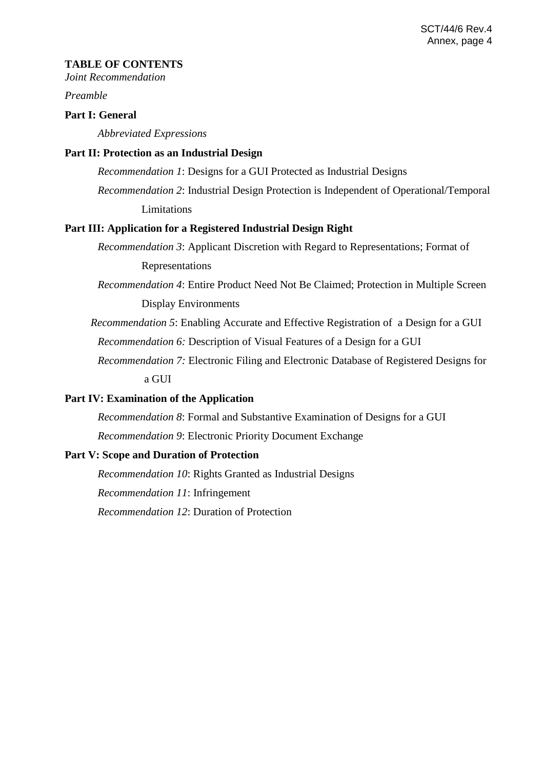**TABLE OF CONTENTS**

*Joint Recommendation*

*Preamble*

**Part I: General**

*Abbreviated Expressions*

**Part II: Protection as an Industrial Design**

*Recommendation 1*: Designs for a GUI Protected as Industrial Designs

*Recommendation 2*: Industrial Design Protection is Independent of Operational/Temporal Limitations

**Part III: Application for a Registered Industrial Design Right**

*Recommendation 3*: Applicant Discretion with Regard to Representations; Format of Representations

*Recommendation 4*: Entire Product Need Not Be Claimed; Protection in Multiple Screen Display Environments

*Recommendation 5*: Enabling Accurate and Effective Registration of a Design for a GUI

*Recommendation 6:* Description of Visual Features of a Design for a GUI

*Recommendation 7:* Electronic Filing and Electronic Database of Registered Designs for a GUI

**Part IV: Examination of the Application**

*Recommendation 8*: Formal and Substantive Examination of Designs for a GUI

*Recommendation 9*: Electronic Priority Document Exchange

**Part V: Scope and Duration of Protection**

*Recommendation 10*: Rights Granted as Industrial Designs

*Recommendation 11*: Infringement

*Recommendation 12*: Duration of Protection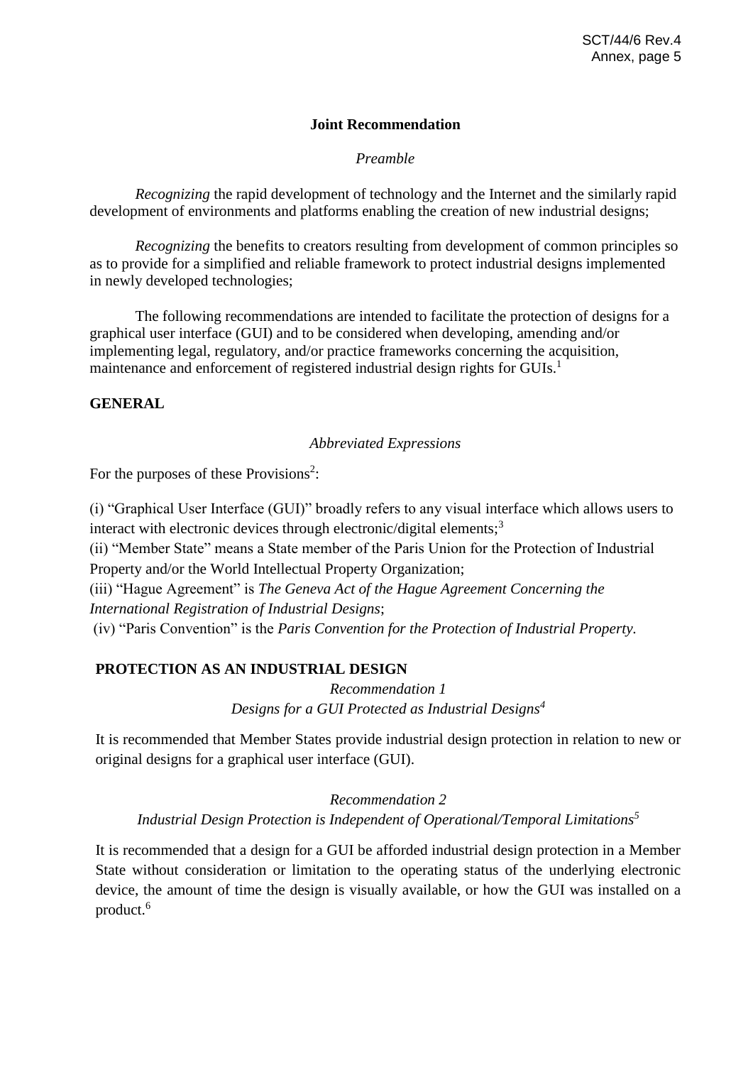**Joint Recommendation**

*Preamble*

*Recognizing* the rapid development of technology and the Internet and the similarly rapid development of environments and platforms enabling the creation of new industrial designs;

*Recognizing* the benefits to creators resulting from development of common principles so as to provide for a simplified and reliable framework to protect industrial designs implemented in newly developed technologies;

The following recommendations are intended to facilitate the protection of designs for a graphical user interface (GUI) and to be considered when developing, amending and/or implementing legal, regulatory, and/or practice frameworks concerning the acquisition, maintenance and enforcement of registered industrial design rights for GUIs.[1]

## GENERAL

*Abbreviated Expressions*

For the purposes of these Provisions[2]:

(i) "Graphical User Interface (GUI)" broadly refers to any visual interface which allows users to interact with electronic devices through electronic/digital elements;[3]
(ii) "Member State" means a State member of the Paris Union for the Protection of Industrial Property and/or the World Intellectual Property Organization;
(iii) "Hague Agreement" is *The Geneva Act of the Hague Agreement Concerning the International Registration of Industrial Designs*;
(iv) "Paris Convention" is the *Paris Convention for the Protection of Industrial Property.*

## PROTECTION AS AN INDUSTRIAL DESIGN

*Recommendation 1*
*Designs for a GUI Protected as Industrial Designs*[4]

It is recommended that Member States provide industrial design protection in relation to new or original designs for a graphical user interface (GUI).

*Recommendation 2*
*Industrial Design Protection is Independent of Operational/Temporal Limitations*[5]

It is recommended that a design for a GUI be afforded industrial design protection in a Member State without consideration or limitation to the operating status of the underlying electronic device, the amount of time the design is visually available, or how the GUI was installed on a product.[6]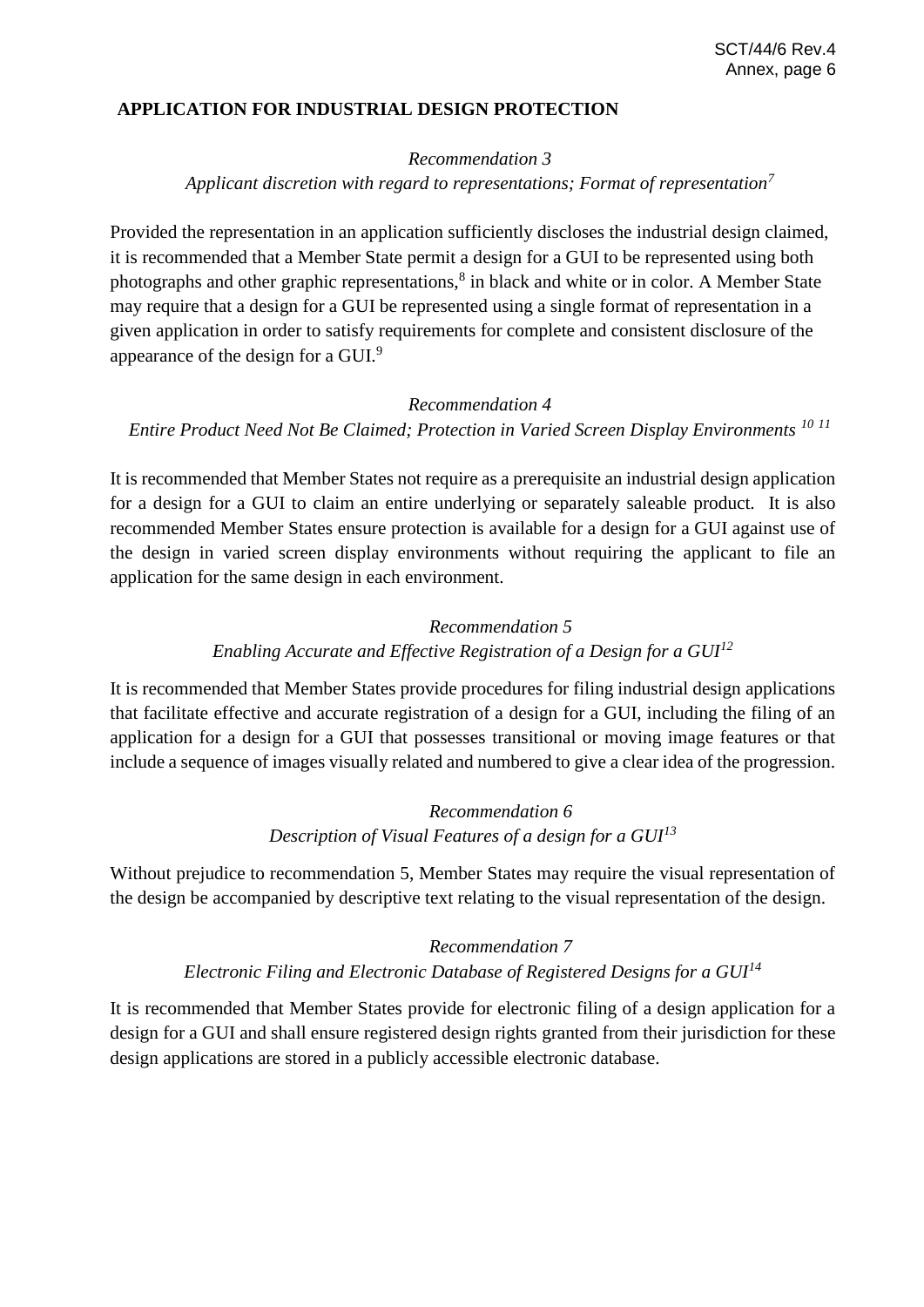## APPLICATION FOR INDUSTRIAL DESIGN PROTECTION

*Recommendation 3*

*Applicant discretion with regard to representations; Format of representation*[7]

Provided the representation in an application sufficiently discloses the industrial design claimed, it is recommended that a Member State permit a design for a GUI to be represented using both photographs and other graphic representations,[8] in black and white or in color. A Member State may require that a design for a GUI be represented using a single format of representation in a given application in order to satisfy requirements for complete and consistent disclosure of the appearance of the design for a GUI.[9]

*Recommendation 4*

*Entire Product Need Not Be Claimed; Protection in Varied Screen Display Environments* [10] [11]

It is recommended that Member States not require as a prerequisite an industrial design application for a design for a GUI to claim an entire underlying or separately saleable product. It is also recommended Member States ensure protection is available for a design for a GUI against use of the design in varied screen display environments without requiring the applicant to file an application for the same design in each environment.

*Recommendation 5*

*Enabling Accurate and Effective Registration of a Design for a GUI*[12]

It is recommended that Member States provide procedures for filing industrial design applications that facilitate effective and accurate registration of a design for a GUI, including the filing of an application for a design for a GUI that possesses transitional or moving image features or that include a sequence of images visually related and numbered to give a clear idea of the progression.

*Recommendation 6*

*Description of Visual Features of a design for a GUI*[13]

Without prejudice to recommendation 5, Member States may require the visual representation of the design be accompanied by descriptive text relating to the visual representation of the design.

*Recommendation 7*

*Electronic Filing and Electronic Database of Registered Designs for a GUI*[14]

It is recommended that Member States provide for electronic filing of a design application for a design for a GUI and shall ensure registered design rights granted from their jurisdiction for these design applications are stored in a publicly accessible electronic database.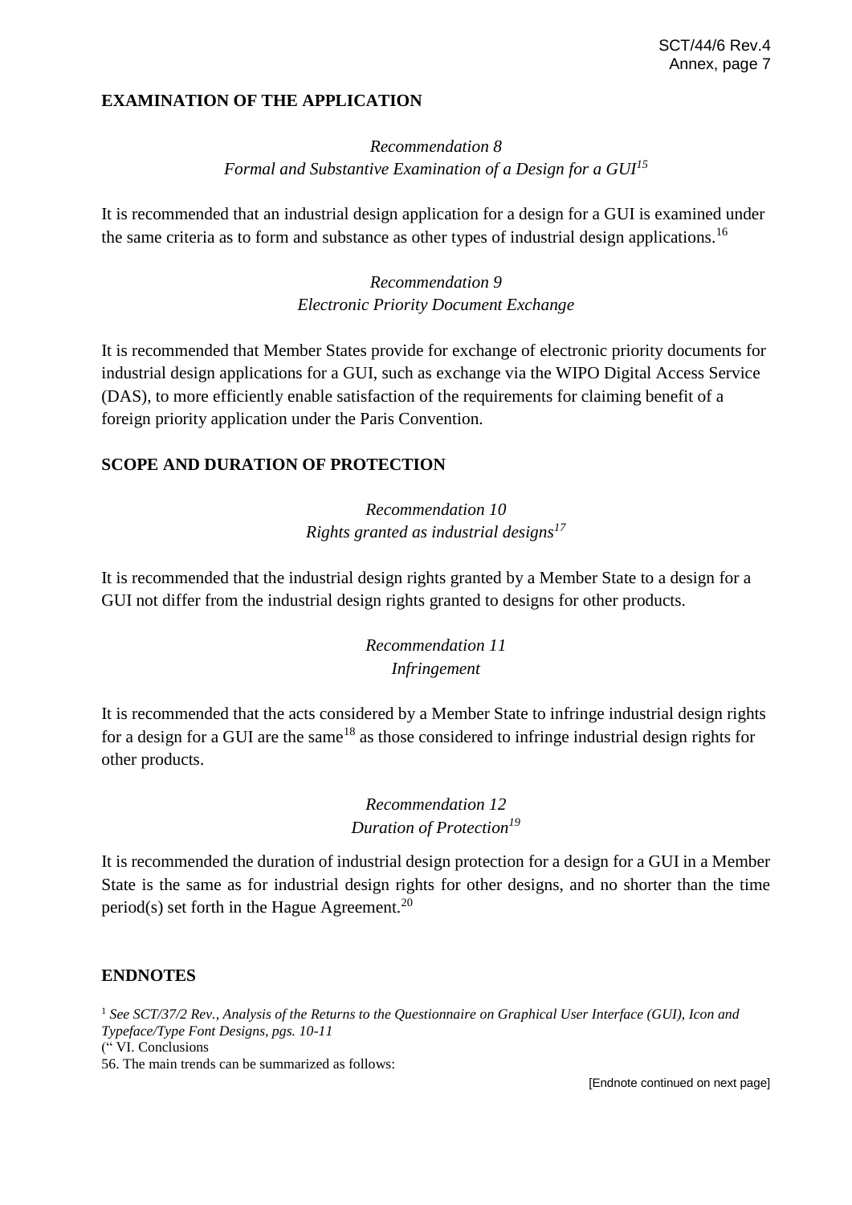## EXAMINATION OF THE APPLICATION

*Recommendation 8*
*Formal and Substantive Examination of a Design for a GUI*[15]

It is recommended that an industrial design application for a design for a GUI is examined under the same criteria as to form and substance as other types of industrial design applications.[16]

*Recommendation 9*
*Electronic Priority Document Exchange*

It is recommended that Member States provide for exchange of electronic priority documents for industrial design applications for a GUI, such as exchange via the WIPO Digital Access Service (DAS), to more efficiently enable satisfaction of the requirements for claiming benefit of a foreign priority application under the Paris Convention.

## SCOPE AND DURATION OF PROTECTION

*Recommendation 10*
*Rights granted as industrial designs*[17]

It is recommended that the industrial design rights granted by a Member State to a design for a GUI not differ from the industrial design rights granted to designs for other products.

*Recommendation 11*
*Infringement*

It is recommended that the acts considered by a Member State to infringe industrial design rights for a design for a GUI are the same[18] as those considered to infringe industrial design rights for other products.

*Recommendation 12*
*Duration of Protection*[19]

It is recommended the duration of industrial design protection for a design for a GUI in a Member State is the same as for industrial design rights for other designs, and no shorter than the time period(s) set forth in the Hague Agreement.[20]

## ENDNOTES

[1] *See SCT/37/2 Rev., Analysis of the Returns to the Questionnaire on Graphical User Interface (GUI), Icon and Typeface/Type Font Designs, pgs. 10-11*
(" VI. Conclusions
56. The main trends can be summarized as follows:

[Endnote continued on next page]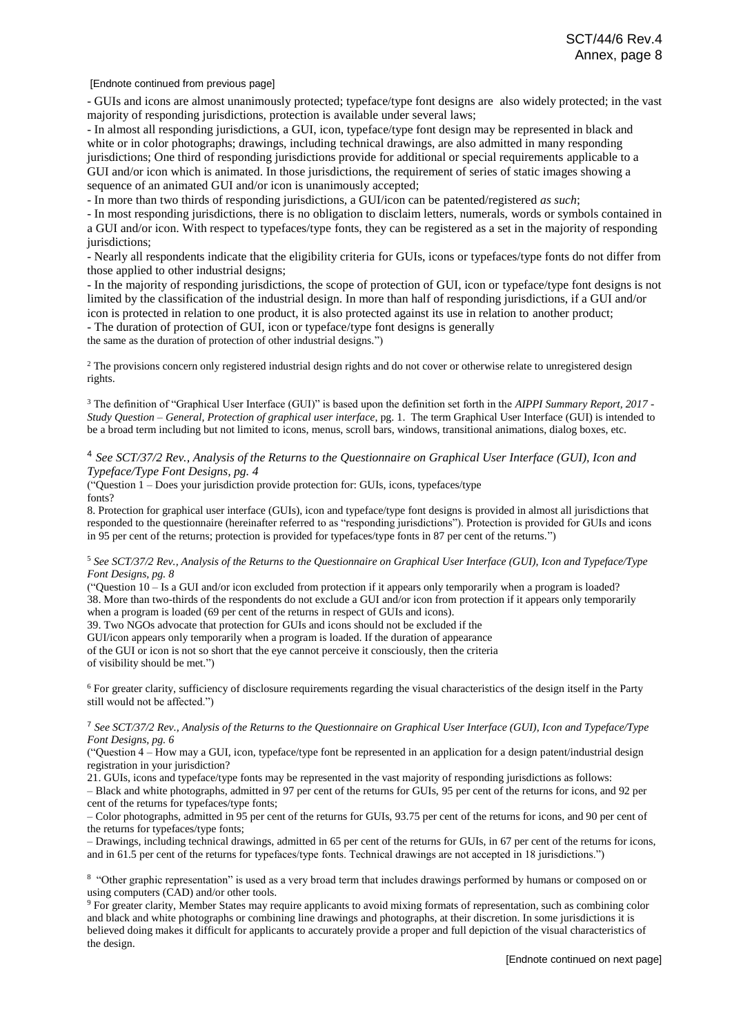[Endnote continued from previous page]

- GUIs and icons are almost unanimously protected; typeface/type font designs are also widely protected; in the vast majority of responding jurisdictions, protection is available under several laws;
- In almost all responding jurisdictions, a GUI, icon, typeface/type font design may be represented in black and white or in color photographs; drawings, including technical drawings, are also admitted in many responding jurisdictions; One third of responding jurisdictions provide for additional or special requirements applicable to a GUI and/or icon which is animated. In those jurisdictions, the requirement of series of static images showing a sequence of an animated GUI and/or icon is unanimously accepted;
- In more than two thirds of responding jurisdictions, a GUI/icon can be patented/registered *as such*;
- In most responding jurisdictions, there is no obligation to disclaim letters, numerals, words or symbols contained in a GUI and/or icon. With respect to typefaces/type fonts, they can be registered as a set in the majority of responding jurisdictions;
- Nearly all respondents indicate that the eligibility criteria for GUIs, icons or typefaces/type fonts do not differ from those applied to other industrial designs;
- In the majority of responding jurisdictions, the scope of protection of GUI, icon or typeface/type font designs is not limited by the classification of the industrial design. In more than half of responding jurisdictions, if a GUI and/or icon is protected in relation to one product, it is also protected against its use in relation to another product;
- The duration of protection of GUI, icon or typeface/type font designs is generally the same as the duration of protection of other industrial designs.")

[2] The provisions concern only registered industrial design rights and do not cover or otherwise relate to unregistered design rights.

[3] The definition of "Graphical User Interface (GUI)" is based upon the definition set forth in the *AIPPI Summary Report, 2017 - Study Question – General, Protection of graphical user interface*, pg. 1. The term Graphical User Interface (GUI) is intended to be a broad term including but not limited to icons, menus, scroll bars, windows, transitional animations, dialog boxes, etc.

[4] *See SCT/37/2 Rev., Analysis of the Returns to the Questionnaire on Graphical User Interface (GUI), Icon and Typeface/Type Font Designs, pg. 4*

("Question 1 – Does your jurisdiction provide protection for: GUIs, icons, typefaces/type fonts?

8. Protection for graphical user interface (GUIs), icon and typeface/type font designs is provided in almost all jurisdictions that responded to the questionnaire (hereinafter referred to as "responding jurisdictions"). Protection is provided for GUIs and icons in 95 per cent of the returns; protection is provided for typefaces/type fonts in 87 per cent of the returns.")

[5] *See SCT/37/2 Rev., Analysis of the Returns to the Questionnaire on Graphical User Interface (GUI), Icon and Typeface/Type Font Designs, pg. 8*

("Question 10 – Is a GUI and/or icon excluded from protection if it appears only temporarily when a program is loaded?

38. More than two-thirds of the respondents do not exclude a GUI and/or icon from protection if it appears only temporarily when a program is loaded (69 per cent of the returns in respect of GUIs and icons).

39. Two NGOs advocate that protection for GUIs and icons should not be excluded if the GUI/icon appears only temporarily when a program is loaded. If the duration of appearance of the GUI or icon is not so short that the eye cannot perceive it consciously, then the criteria of visibility should be met.")

[6] For greater clarity, sufficiency of disclosure requirements regarding the visual characteristics of the design itself in the Party still would not be affected.")

[7] *See SCT/37/2 Rev., Analysis of the Returns to the Questionnaire on Graphical User Interface (GUI), Icon and Typeface/Type Font Designs, pg. 6*

("Question 4 – How may a GUI, icon, typeface/type font be represented in an application for a design patent/industrial design registration in your jurisdiction?

21. GUIs, icons and typeface/type fonts may be represented in the vast majority of responding jurisdictions as follows:

– Black and white photographs, admitted in 97 per cent of the returns for GUIs, 95 per cent of the returns for icons, and 92 per cent of the returns for typefaces/type fonts;

– Color photographs, admitted in 95 per cent of the returns for GUIs, 93.75 per cent of the returns for icons, and 90 per cent of the returns for typefaces/type fonts;

– Drawings, including technical drawings, admitted in 65 per cent of the returns for GUIs, in 67 per cent of the returns for icons, and in 61.5 per cent of the returns for typefaces/type fonts. Technical drawings are not accepted in 18 jurisdictions.")

[8] "Other graphic representation" is used as a very broad term that includes drawings performed by humans or composed on or using computers (CAD) and/or other tools.

[9] For greater clarity, Member States may require applicants to avoid mixing formats of representation, such as combining color and black and white photographs or combining line drawings and photographs, at their discretion. In some jurisdictions it is believed doing makes it difficult for applicants to accurately provide a proper and full depiction of the visual characteristics of the design.

[Endnote continued on next page]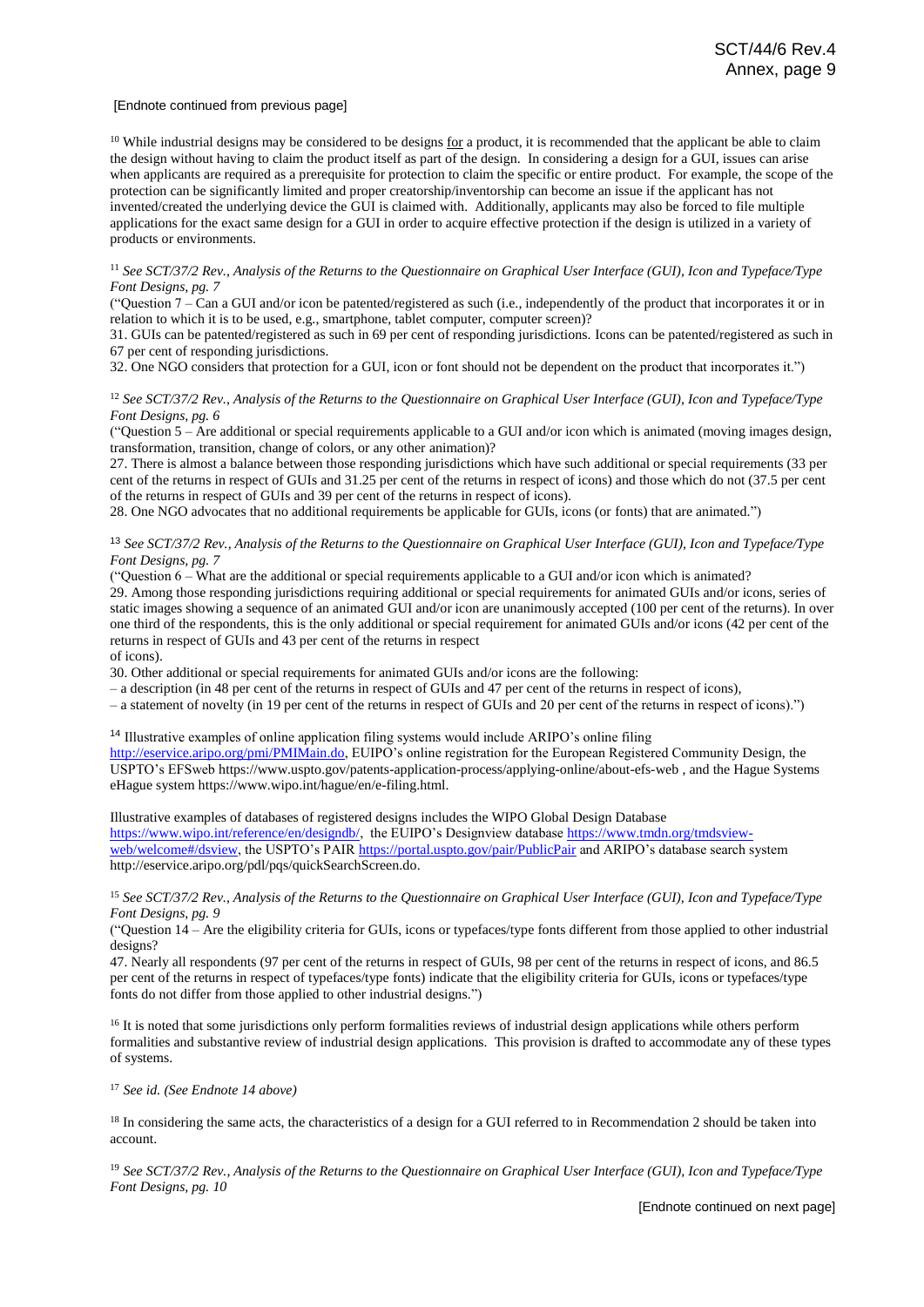[Endnote continued from previous page]

[10] While industrial designs may be considered to be designs <u>for</u> a product, it is recommended that the applicant be able to claim the design without having to claim the product itself as part of the design. In considering a design for a GUI, issues can arise when applicants are required as a prerequisite for protection to claim the specific or entire product. For example, the scope of the protection can be significantly limited and proper creatorship/inventorship can become an issue if the applicant has not invented/created the underlying device the GUI is claimed with. Additionally, applicants may also be forced to file multiple applications for the exact same design for a GUI in order to acquire effective protection if the design is utilized in a variety of products or environments.

[11] *See SCT/37/2 Rev., Analysis of the Returns to the Questionnaire on Graphical User Interface (GUI), Icon and Typeface/Type Font Designs, pg. 7*

("Question 7 – Can a GUI and/or icon be patented/registered as such (i.e., independently of the product that incorporates it or in relation to which it is to be used, e.g., smartphone, tablet computer, computer screen)?

31. GUIs can be patented/registered as such in 69 per cent of responding jurisdictions. Icons can be patented/registered as such in 67 per cent of responding jurisdictions.

32. One NGO considers that protection for a GUI, icon or font should not be dependent on the product that incorporates it.")

[12] *See SCT/37/2 Rev., Analysis of the Returns to the Questionnaire on Graphical User Interface (GUI), Icon and Typeface/Type Font Designs, pg. 6*

("Question 5 – Are additional or special requirements applicable to a GUI and/or icon which is animated (moving images design, transformation, transition, change of colors, or any other animation)?

27. There is almost a balance between those responding jurisdictions which have such additional or special requirements (33 per cent of the returns in respect of GUIs and 31.25 per cent of the returns in respect of icons) and those which do not (37.5 per cent of the returns in respect of GUIs and 39 per cent of the returns in respect of icons).

28. One NGO advocates that no additional requirements be applicable for GUIs, icons (or fonts) that are animated.")

[13] *See SCT/37/2 Rev., Analysis of the Returns to the Questionnaire on Graphical User Interface (GUI), Icon and Typeface/Type Font Designs, pg. 7*

("Question 6 – What are the additional or special requirements applicable to a GUI and/or icon which is animated?

29. Among those responding jurisdictions requiring additional or special requirements for animated GUIs and/or icons, series of static images showing a sequence of an animated GUI and/or icon are unanimously accepted (100 per cent of the returns). In over one third of the respondents, this is the only additional or special requirement for animated GUIs and/or icons (42 per cent of the returns in respect of GUIs and 43 per cent of the returns in respect of icons).

30. Other additional or special requirements for animated GUIs and/or icons are the following:

– a description (in 48 per cent of the returns in respect of GUIs and 47 per cent of the returns in respect of icons),

– a statement of novelty (in 19 per cent of the returns in respect of GUIs and 20 per cent of the returns in respect of icons).")

[14] Illustrative examples of online application filing systems would include ARIPO's online filing http://eservice.aripo.org/pmi/PMIMain.do, EUIPO's online registration for the European Registered Community Design, the USPTO's EFSweb https://www.uspto.gov/patents-application-process/applying-online/about-efs-web , and the Hague Systems eHague system https://www.wipo.int/hague/en/e-filing.html.

Illustrative examples of databases of registered designs includes the WIPO Global Design Database https://www.wipo.int/reference/en/designdb/, the EUIPO's Designview database https://www.tmdn.org/tmdsview-web/welcome#/dsview, the USPTO's PAIR https://portal.uspto.gov/pair/PublicPair and ARIPO's database search system http://eservice.aripo.org/pdl/pqs/quickSearchScreen.do.

[15] *See SCT/37/2 Rev., Analysis of the Returns to the Questionnaire on Graphical User Interface (GUI), Icon and Typeface/Type Font Designs, pg. 9*

("Question 14 – Are the eligibility criteria for GUIs, icons or typefaces/type fonts different from those applied to other industrial designs?

47. Nearly all respondents (97 per cent of the returns in respect of GUIs, 98 per cent of the returns in respect of icons, and 86.5 per cent of the returns in respect of typefaces/type fonts) indicate that the eligibility criteria for GUIs, icons or typefaces/type fonts do not differ from those applied to other industrial designs.")

[16] It is noted that some jurisdictions only perform formalities reviews of industrial design applications while others perform formalities and substantive review of industrial design applications. This provision is drafted to accommodate any of these types of systems.

[17] *See id. (See Endnote 14 above)*

[18] In considering the same acts, the characteristics of a design for a GUI referred to in Recommendation 2 should be taken into account.

[19] *See SCT/37/2 Rev., Analysis of the Returns to the Questionnaire on Graphical User Interface (GUI), Icon and Typeface/Type Font Designs, pg. 10*

[Endnote continued on next page]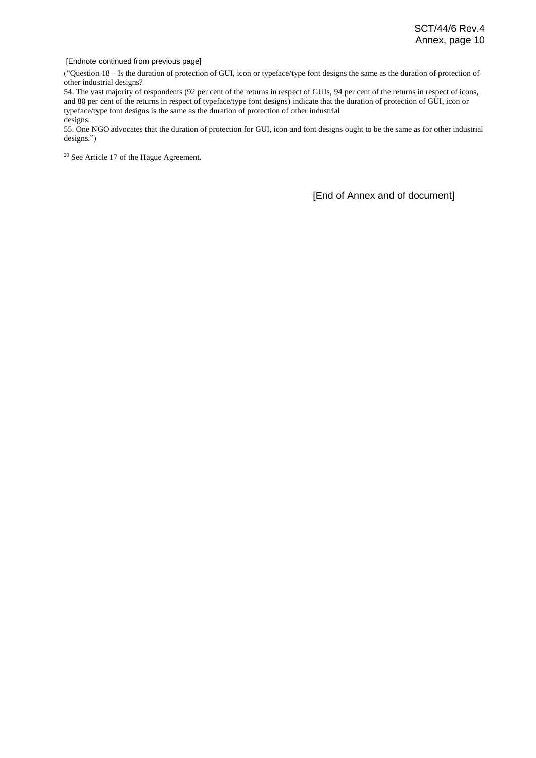[Endnote continued from previous page]

("Question 18 – Is the duration of protection of GUI, icon or typeface/type font designs the same as the duration of protection of other industrial designs?
54. The vast majority of respondents (92 per cent of the returns in respect of GUIs, 94 per cent of the returns in respect of icons, and 80 per cent of the returns in respect of typeface/type font designs) indicate that the duration of protection of GUI, icon or typeface/type font designs is the same as the duration of protection of other industrial designs.
55. One NGO advocates that the duration of protection for GUI, icon and font designs ought to be the same as for other industrial designs.")

[20] See Article 17 of the Hague Agreement.

[End of Annex and of document]